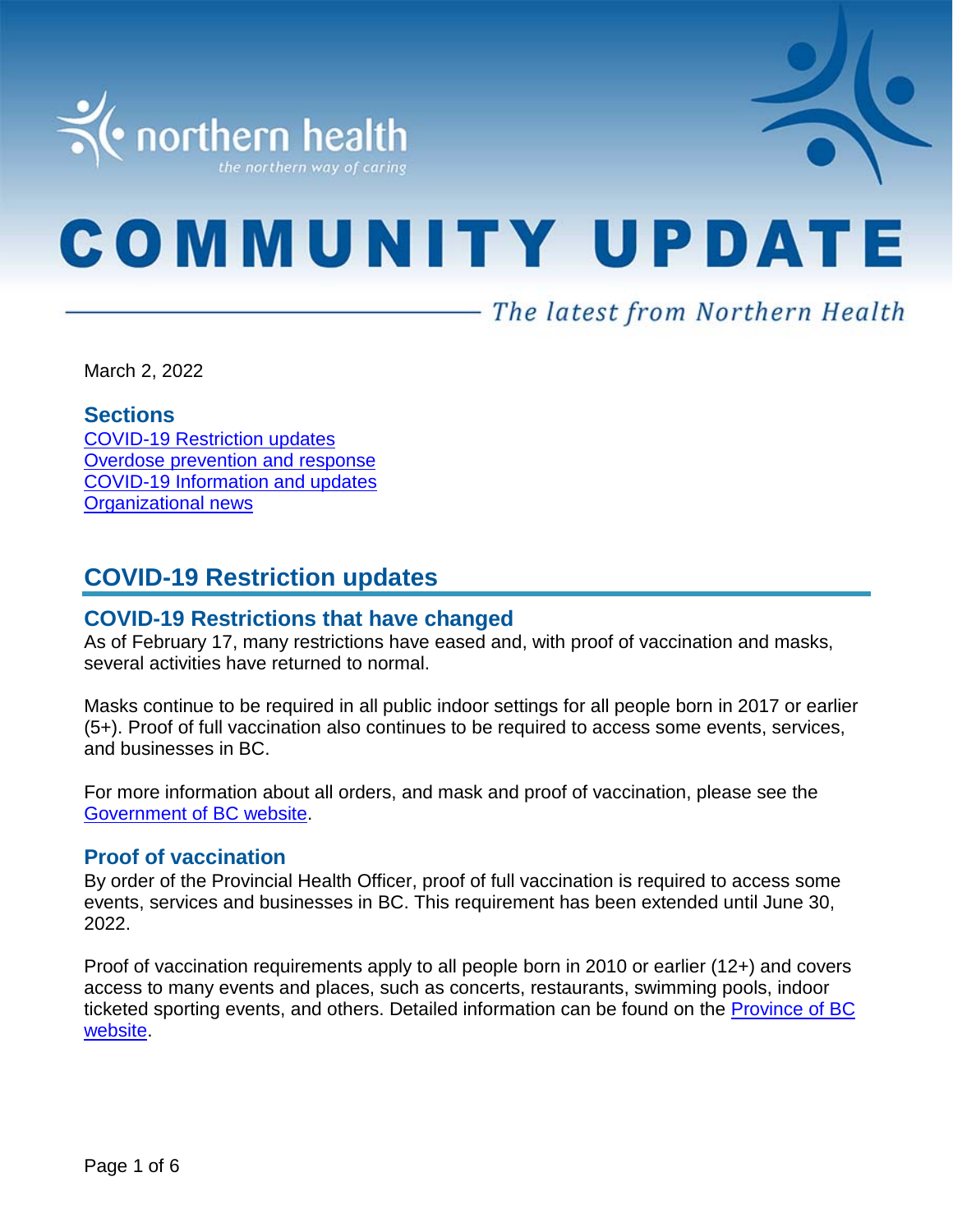northern health
*the northern way of caring*

# COMMUNITY UPDATE

*The latest from Northern Health*

March 2, 2022

### Sections

[COVID-19 Restriction updates](#)
[Overdose prevention and response](#)
[COVID-19 Information and updates](#)
[Organizational news](#)

## COVID-19 Restriction updates

### COVID-19 Restrictions that have changed

As of February 17, many restrictions have eased and, with proof of vaccination and masks, several activities have returned to normal.

Masks continue to be required in all public indoor settings for all people born in 2017 or earlier (5+). Proof of full vaccination also continues to be required to access some events, services, and businesses in BC.

For more information about all orders, and mask and proof of vaccination, please see the [Government of BC website](#).

### Proof of vaccination

By order of the Provincial Health Officer, proof of full vaccination is required to access some events, services and businesses in BC. This requirement has been extended until June 30, 2022.

Proof of vaccination requirements apply to all people born in 2010 or earlier (12+) and covers access to many events and places, such as concerts, restaurants, swimming pools, indoor ticketed sporting events, and others. Detailed information can be found on the [Province of BC website](#).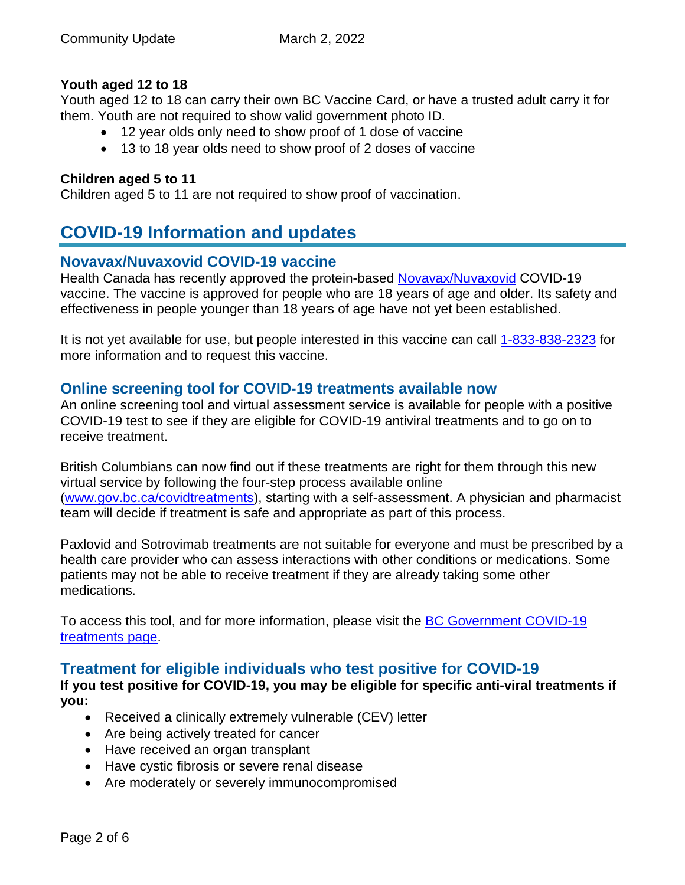**Youth aged 12 to 18**

Youth aged 12 to 18 can carry their own BC Vaccine Card, or have a trusted adult carry it for them. Youth are not required to show valid government photo ID.

- 12 year olds only need to show proof of 1 dose of vaccine
- 13 to 18 year olds need to show proof of 2 doses of vaccine

**Children aged 5 to 11**

Children aged 5 to 11 are not required to show proof of vaccination.

# COVID-19 Information and updates

## Novavax/Nuvaxovid COVID-19 vaccine

Health Canada has recently approved the protein-based Novavax/Nuvaxovid COVID-19 vaccine. The vaccine is approved for people who are 18 years of age and older. Its safety and effectiveness in people younger than 18 years of age have not yet been established.

It is not yet available for use, but people interested in this vaccine can call 1-833-838-2323 for more information and to request this vaccine.

## Online screening tool for COVID-19 treatments available now

An online screening tool and virtual assessment service is available for people with a positive COVID-19 test to see if they are eligible for COVID-19 antiviral treatments and to go on to receive treatment.

British Columbians can now find out if these treatments are right for them through this new virtual service by following the four-step process available online (www.gov.bc.ca/covidtreatments), starting with a self-assessment. A physician and pharmacist team will decide if treatment is safe and appropriate as part of this process.

Paxlovid and Sotrovimab treatments are not suitable for everyone and must be prescribed by a health care provider who can assess interactions with other conditions or medications. Some patients may not be able to receive treatment if they are already taking some other medications.

To access this tool, and for more information, please visit the BC Government COVID-19 treatments page.

## Treatment for eligible individuals who test positive for COVID-19

**If you test positive for COVID-19, you may be eligible for specific anti-viral treatments if you:**

- Received a clinically extremely vulnerable (CEV) letter
- Are being actively treated for cancer
- Have received an organ transplant
- Have cystic fibrosis or severe renal disease
- Are moderately or severely immunocompromised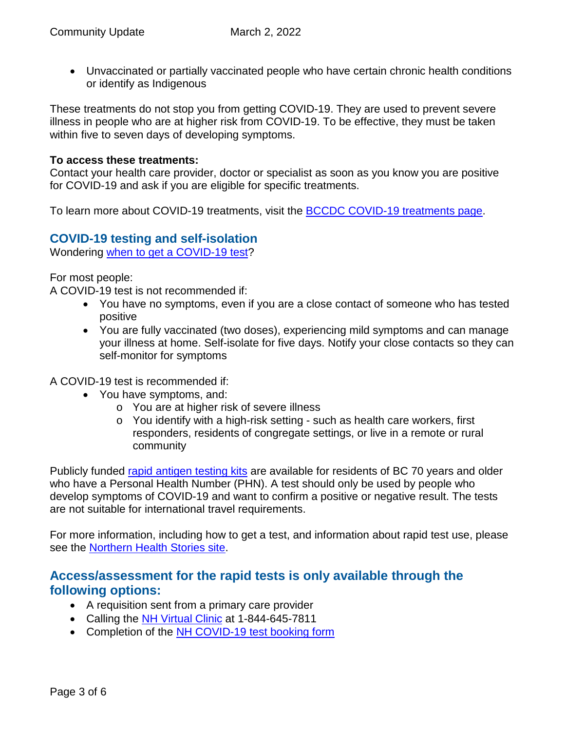- Unvaccinated or partially vaccinated people who have certain chronic health conditions or identify as Indigenous

These treatments do not stop you from getting COVID-19. They are used to prevent severe illness in people who are at higher risk from COVID-19. To be effective, they must be taken within five to seven days of developing symptoms.

**To access these treatments:**
Contact your health care provider, doctor or specialist as soon as you know you are positive for COVID-19 and ask if you are eligible for specific treatments.

To learn more about COVID-19 treatments, visit the BCCDC COVID-19 treatments page.

## COVID-19 testing and self-isolation

Wondering when to get a COVID-19 test?

For most people:
A COVID-19 test is not recommended if:

- You have no symptoms, even if you are a close contact of someone who has tested positive
- You are fully vaccinated (two doses), experiencing mild symptoms and can manage your illness at home. Self-isolate for five days. Notify your close contacts so they can self-monitor for symptoms

A COVID-19 test is recommended if:

- You have symptoms, and:
  - You are at higher risk of severe illness
  - You identify with a high-risk setting - such as health care workers, first responders, residents of congregate settings, or live in a remote or rural community

Publicly funded rapid antigen testing kits are available for residents of BC 70 years and older who have a Personal Health Number (PHN). A test should only be used by people who develop symptoms of COVID-19 and want to confirm a positive or negative result. The tests are not suitable for international travel requirements.

For more information, including how to get a test, and information about rapid test use, please see the Northern Health Stories site.

## Access/assessment for the rapid tests is only available through the following options:

- A requisition sent from a primary care provider
- Calling the NH Virtual Clinic at 1-844-645-7811
- Completion of the NH COVID-19 test booking form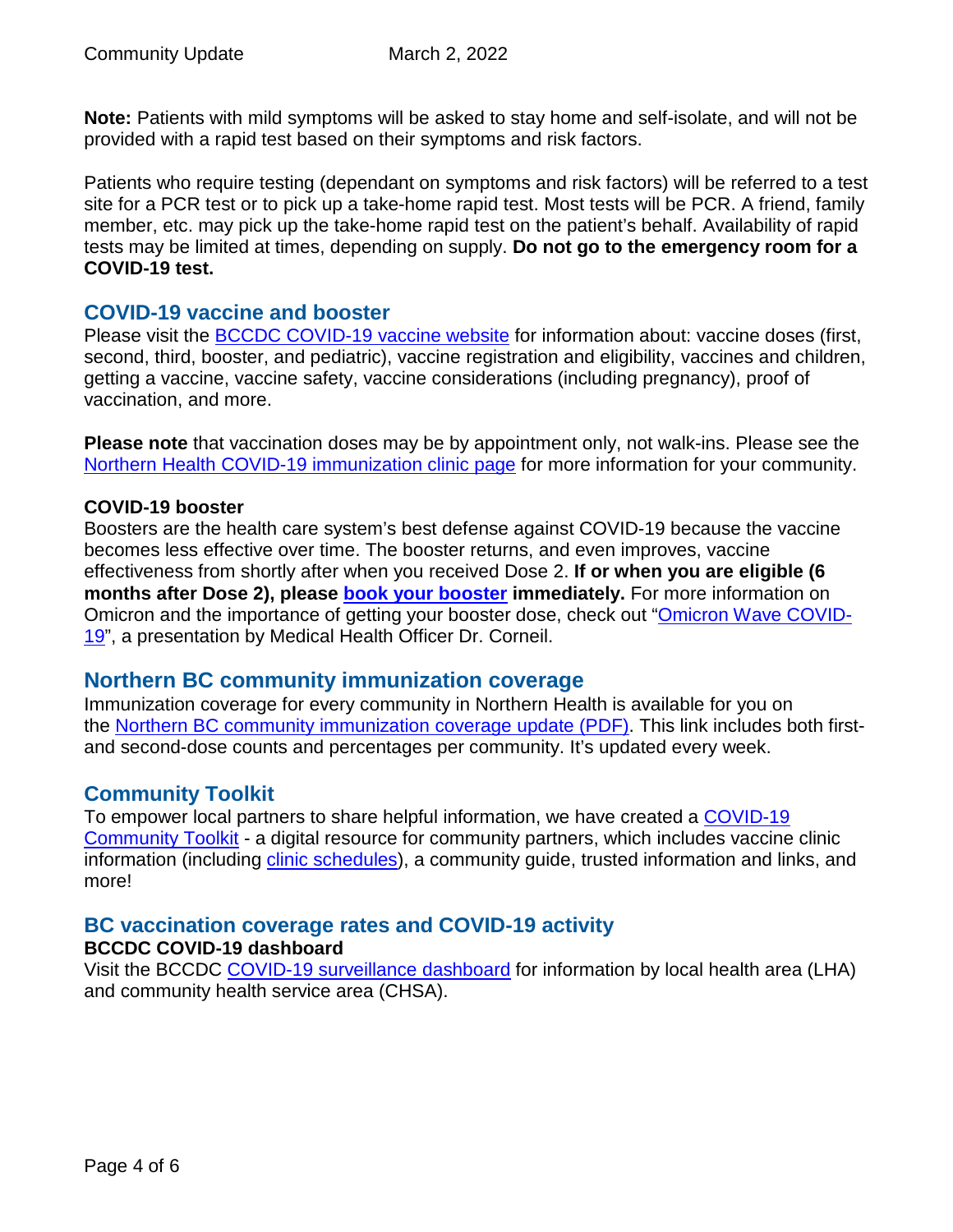**Note:** Patients with mild symptoms will be asked to stay home and self-isolate, and will not be provided with a rapid test based on their symptoms and risk factors.

Patients who require testing (dependant on symptoms and risk factors) will be referred to a test site for a PCR test or to pick up a take-home rapid test. Most tests will be PCR. A friend, family member, etc. may pick up the take-home rapid test on the patient's behalf. Availability of rapid tests may be limited at times, depending on supply. **Do not go to the emergency room for a COVID-19 test.**

## COVID-19 vaccine and booster

Please visit the BCCDC COVID-19 vaccine website for information about: vaccine doses (first, second, third, booster, and pediatric), vaccine registration and eligibility, vaccines and children, getting a vaccine, vaccine safety, vaccine considerations (including pregnancy), proof of vaccination, and more.

**Please note** that vaccination doses may be by appointment only, not walk-ins. Please see the Northern Health COVID-19 immunization clinic page for more information for your community.

### COVID-19 booster

Boosters are the health care system's best defense against COVID-19 because the vaccine becomes less effective over time. The booster returns, and even improves, vaccine effectiveness from shortly after when you received Dose 2. **If or when you are eligible (6 months after Dose 2), please book your booster immediately.** For more information on Omicron and the importance of getting your booster dose, check out "Omicron Wave COVID-19", a presentation by Medical Health Officer Dr. Corneil.

## Northern BC community immunization coverage

Immunization coverage for every community in Northern Health is available for you on the Northern BC community immunization coverage update (PDF). This link includes both first- and second-dose counts and percentages per community. It's updated every week.

## Community Toolkit

To empower local partners to share helpful information, we have created a COVID-19 Community Toolkit - a digital resource for community partners, which includes vaccine clinic information (including clinic schedules), a community guide, trusted information and links, and more!

## BC vaccination coverage rates and COVID-19 activity

### BCCDC COVID-19 dashboard

Visit the BCCDC COVID-19 surveillance dashboard for information by local health area (LHA) and community health service area (CHSA).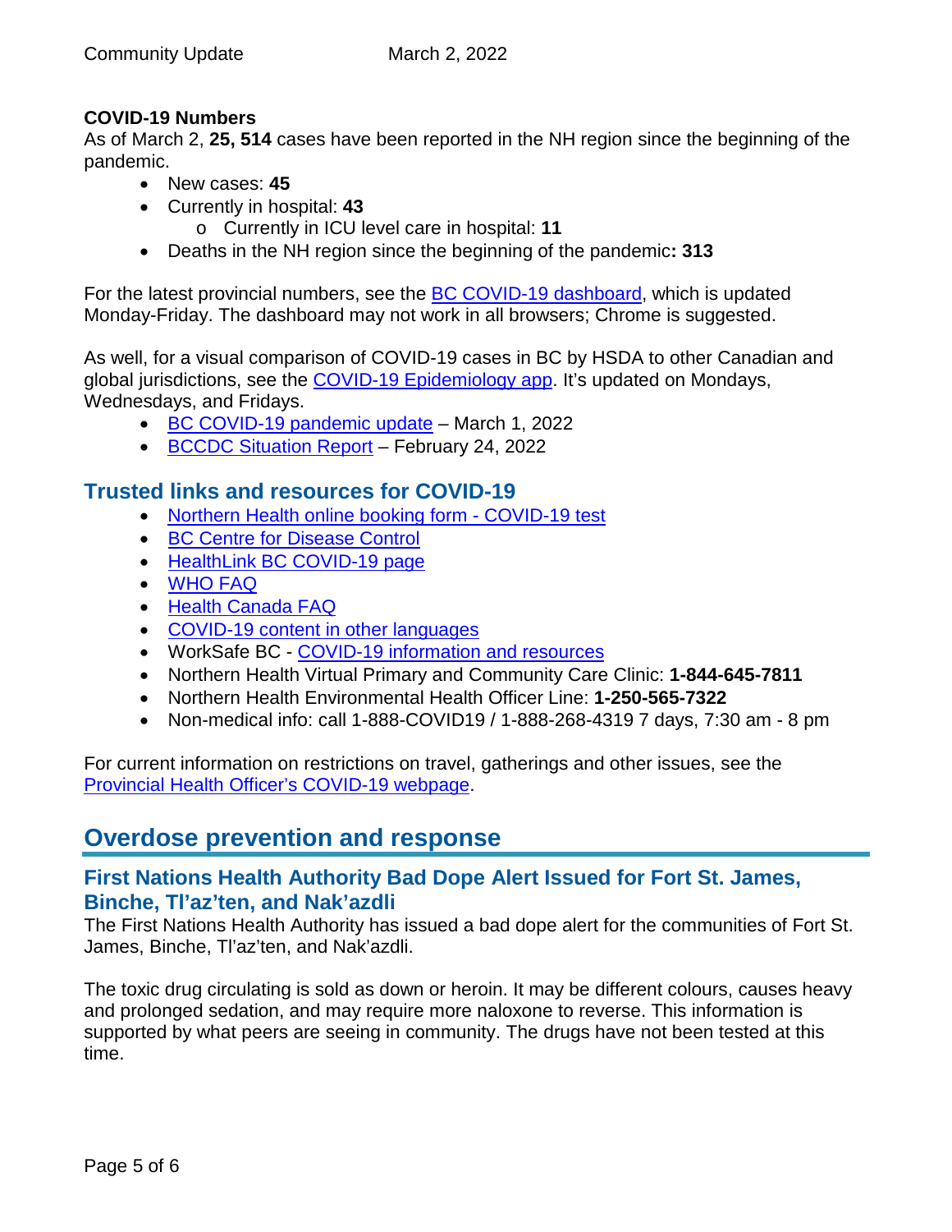**COVID-19 Numbers**

As of March 2, **25, 514** cases have been reported in the NH region since the beginning of the pandemic.

- New cases: **45**
- Currently in hospital: **43**
  - Currently in ICU level care in hospital: **11**
- Deaths in the NH region since the beginning of the pandemic**: 313**

For the latest provincial numbers, see the BC COVID-19 dashboard, which is updated Monday-Friday. The dashboard may not work in all browsers; Chrome is suggested.

As well, for a visual comparison of COVID-19 cases in BC by HSDA to other Canadian and global jurisdictions, see the COVID-19 Epidemiology app. It's updated on Mondays, Wednesdays, and Fridays.

- BC COVID-19 pandemic update – March 1, 2022
- BCCDC Situation Report – February 24, 2022

## Trusted links and resources for COVID-19

- Northern Health online booking form - COVID-19 test
- BC Centre for Disease Control
- HealthLink BC COVID-19 page
- WHO FAQ
- Health Canada FAQ
- COVID-19 content in other languages
- WorkSafe BC - COVID-19 information and resources
- Northern Health Virtual Primary and Community Care Clinic: **1-844-645-7811**
- Northern Health Environmental Health Officer Line: **1-250-565-7322**
- Non-medical info: call 1-888-COVID19 / 1-888-268-4319 7 days, 7:30 am - 8 pm

For current information on restrictions on travel, gatherings and other issues, see the Provincial Health Officer's COVID-19 webpage.

# Overdose prevention and response

## First Nations Health Authority Bad Dope Alert Issued for Fort St. James, Binche, Tl'az'ten, and Nak'azdli

The First Nations Health Authority has issued a bad dope alert for the communities of Fort St. James, Binche, Tl'az'ten, and Nak'azdli.

The toxic drug circulating is sold as down or heroin. It may be different colours, causes heavy and prolonged sedation, and may require more naloxone to reverse. This information is supported by what peers are seeing in community. The drugs have not been tested at this time.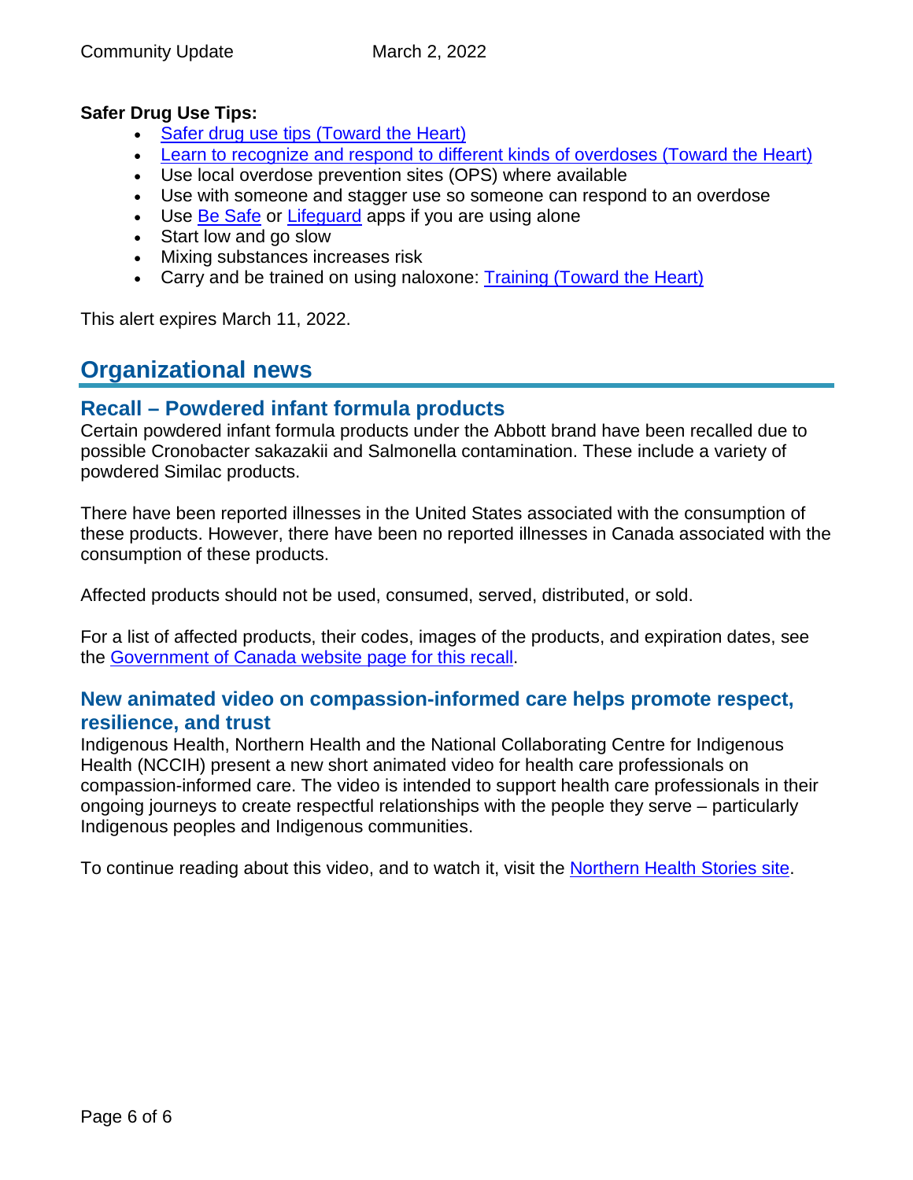**Safer Drug Use Tips:**

- Safer drug use tips (Toward the Heart)
- Learn to recognize and respond to different kinds of overdoses (Toward the Heart)
- Use local overdose prevention sites (OPS) where available
- Use with someone and stagger use so someone can respond to an overdose
- Use Be Safe or Lifeguard apps if you are using alone
- Start low and go slow
- Mixing substances increases risk
- Carry and be trained on using naloxone: Training (Toward the Heart)

This alert expires March 11, 2022.

# Organizational news

## Recall – Powdered infant formula products

Certain powdered infant formula products under the Abbott brand have been recalled due to possible Cronobacter sakazakii and Salmonella contamination. These include a variety of powdered Similac products.

There have been reported illnesses in the United States associated with the consumption of these products. However, there have been no reported illnesses in Canada associated with the consumption of these products.

Affected products should not be used, consumed, served, distributed, or sold.

For a list of affected products, their codes, images of the products, and expiration dates, see the Government of Canada website page for this recall.

## New animated video on compassion-informed care helps promote respect, resilience, and trust

Indigenous Health, Northern Health and the National Collaborating Centre for Indigenous Health (NCCIH) present a new short animated video for health care professionals on compassion-informed care. The video is intended to support health care professionals in their ongoing journeys to create respectful relationships with the people they serve – particularly Indigenous peoples and Indigenous communities.

To continue reading about this video, and to watch it, visit the Northern Health Stories site.